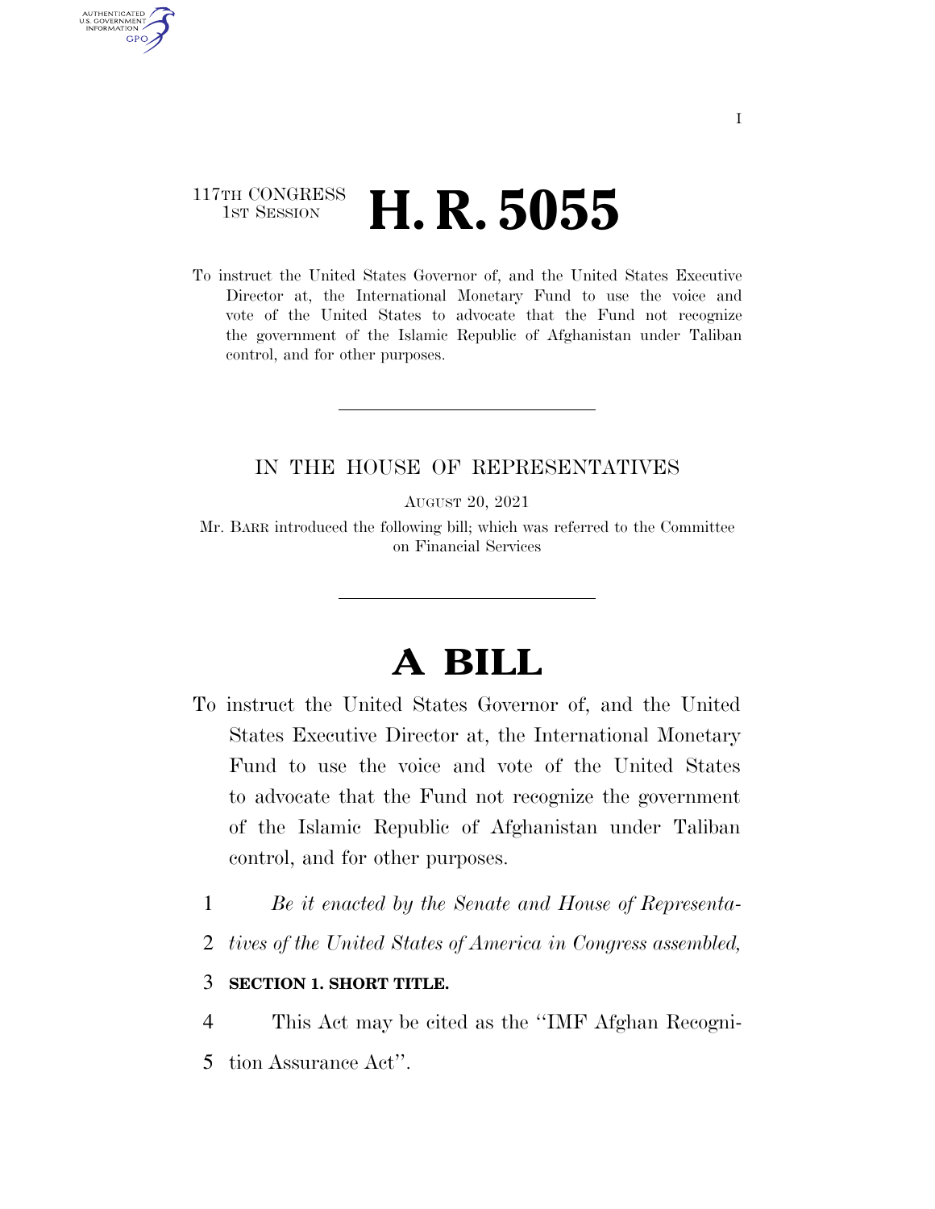117TH CONGRESS
1ST SESSION

# H. R. 5055

To instruct the United States Governor of, and the United States Executive Director at, the International Monetary Fund to use the voice and vote of the United States to advocate that the Fund not recognize the government of the Islamic Republic of Afghanistan under Taliban control, and for other purposes.

---

IN THE HOUSE OF REPRESENTATIVES

AUGUST 20, 2021

Mr. BARR introduced the following bill; which was referred to the Committee on Financial Services

---

# A BILL

To instruct the United States Governor of, and the United States Executive Director at, the International Monetary Fund to use the voice and vote of the United States to advocate that the Fund not recognize the government of the Islamic Republic of Afghanistan under Taliban control, and for other purposes.

1 *Be it enacted by the Senate and House of Representa-*
2 *tives of the United States of America in Congress assembled,*

3 **SECTION 1. SHORT TITLE.**

4 This Act may be cited as the "IMF Afghan Recogni-
5 tion Assurance Act".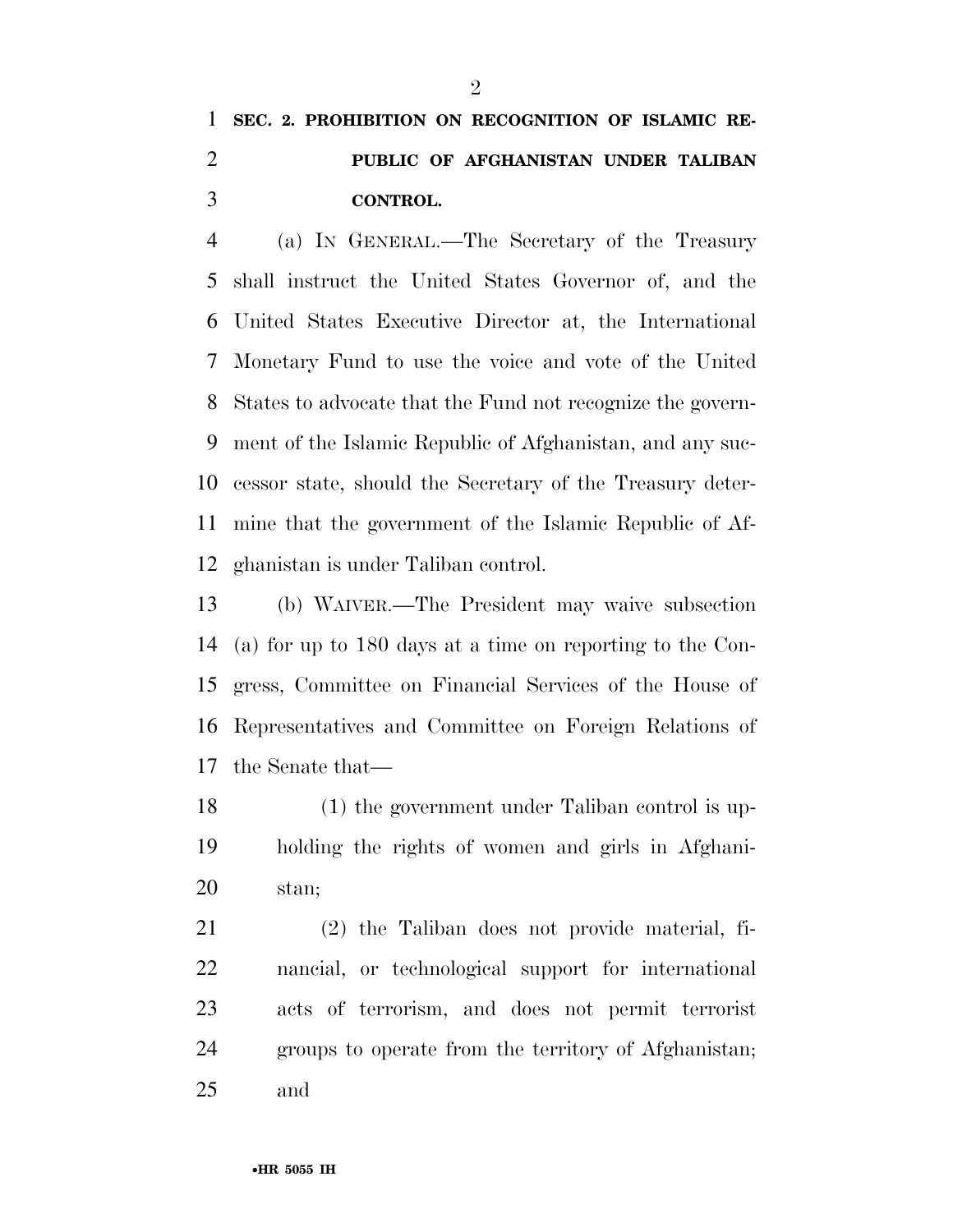## SEC. 2. PROHIBITION ON RECOGNITION OF ISLAMIC REPUBLIC OF AFGHANISTAN UNDER TALIBAN CONTROL.

(a) IN GENERAL.—The Secretary of the Treasury shall instruct the United States Governor of, and the United States Executive Director at, the International Monetary Fund to use the voice and vote of the United States to advocate that the Fund not recognize the government of the Islamic Republic of Afghanistan, and any successor state, should the Secretary of the Treasury determine that the government of the Islamic Republic of Afghanistan is under Taliban control.

(b) WAIVER.—The President may waive subsection (a) for up to 180 days at a time on reporting to the Congress, Committee on Financial Services of the House of Representatives and Committee on Foreign Relations of the Senate that—

(1) the government under Taliban control is upholding the rights of women and girls in Afghanistan;

(2) the Taliban does not provide material, financial, or technological support for international acts of terrorism, and does not permit terrorist groups to operate from the territory of Afghanistan; and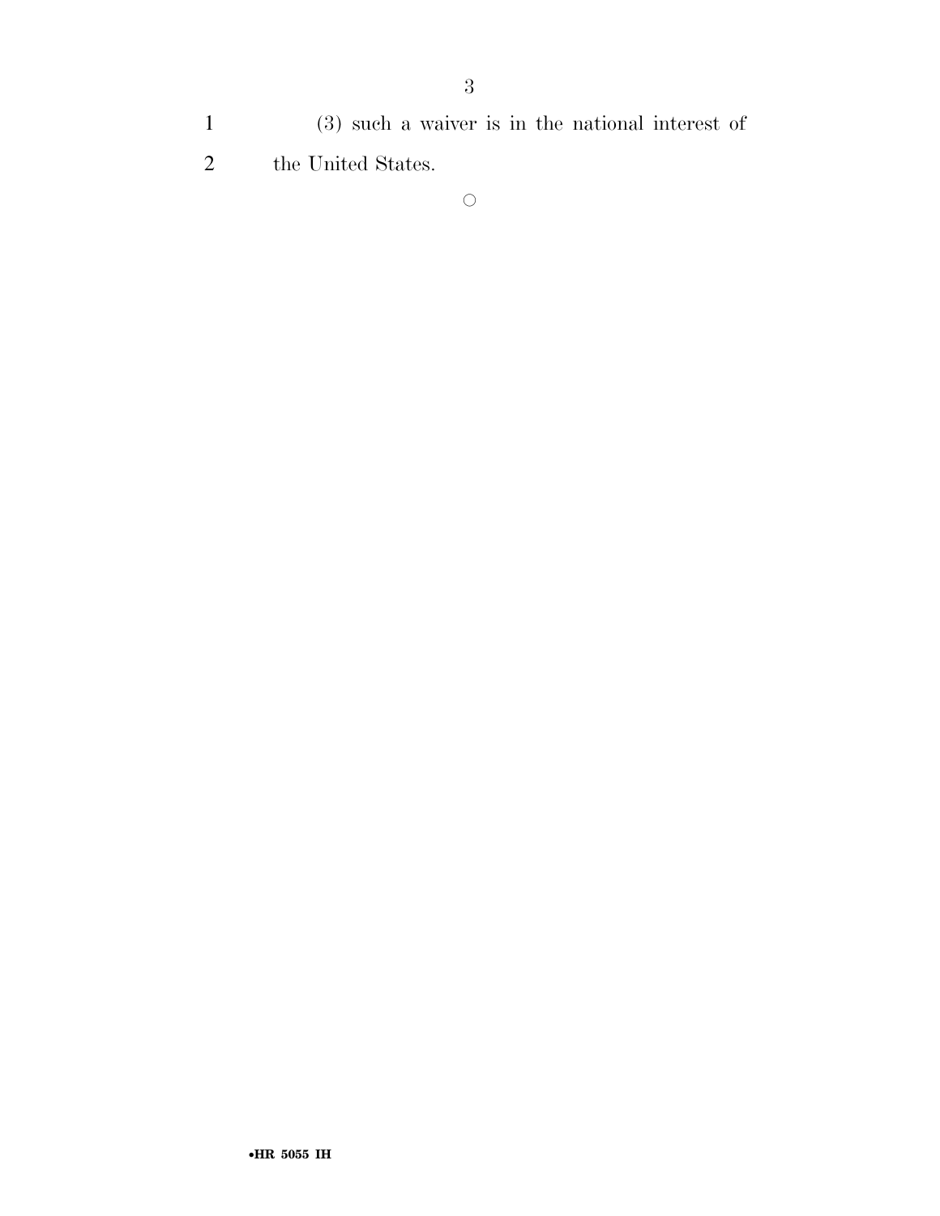(3) such a waiver is in the national interest of the United States.

○